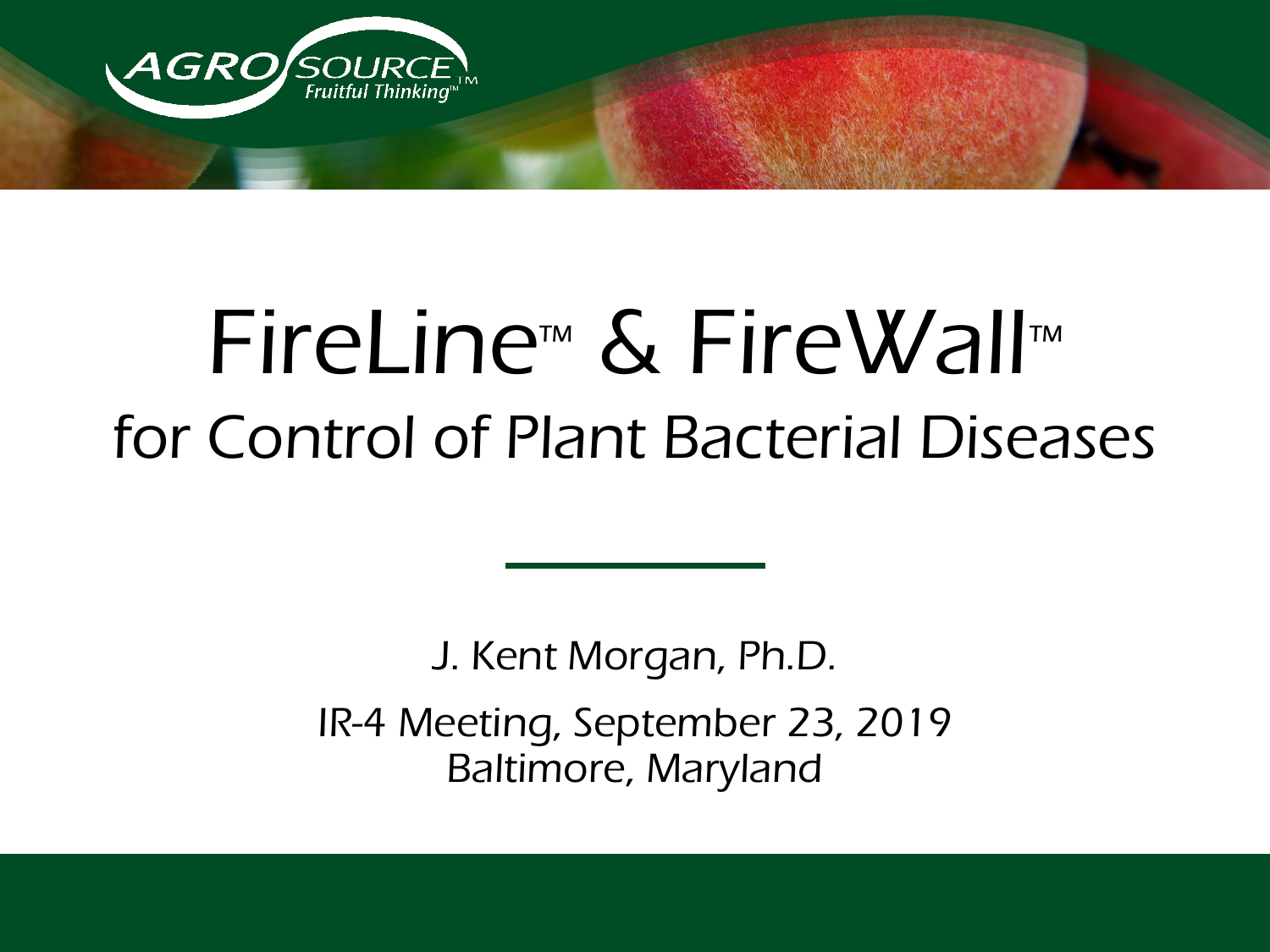AGRO SOURCE™ Fruitful Thinking™

# FireLine™ & FireWall™ for Control of Plant Bacterial Diseases

J. Kent Morgan, Ph.D.

IR-4 Meeting, September 23, 2019
Baltimore, Maryland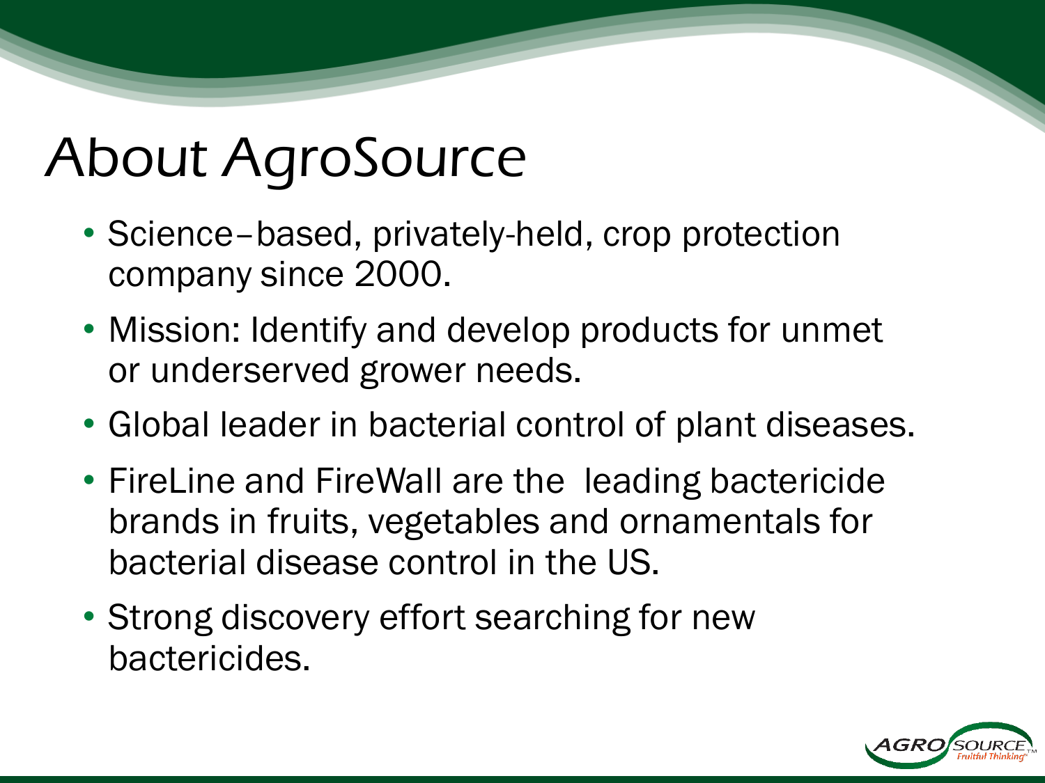# About AgroSource

- Science–based, privately-held, crop protection company since 2000.
- Mission: Identify and develop products for unmet or underserved grower needs.
- Global leader in bacterial control of plant diseases.
- FireLine and FireWall are the leading bactericide brands in fruits, vegetables and ornamentals for bacterial disease control in the US.
- Strong discovery effort searching for new bactericides.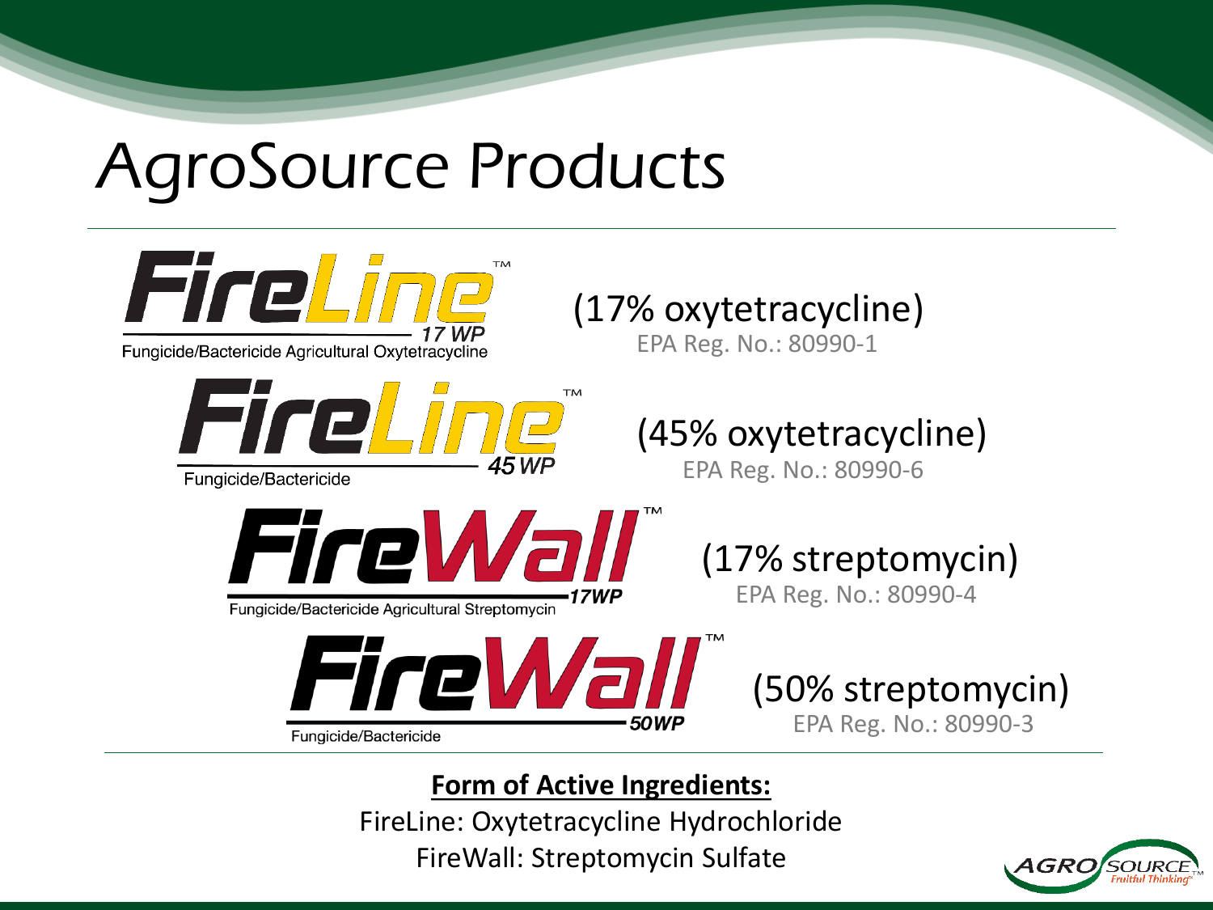# AgroSource Products

**FireLine™ 17 WP**
Fungicide/Bactericide Agricultural Oxytetracycline

(17% oxytetracycline)
EPA Reg. No.: 80990-1

**FireLine™ 45 WP**
Fungicide/Bactericide

(45% oxytetracycline)
EPA Reg. No.: 80990-6

**FireWall™ 17WP**
Fungicide/Bactericide Agricultural Streptomycin

(17% streptomycin)
EPA Reg. No.: 80990-4

**FireWall™ 50WP**
Fungicide/Bactericide

(50% streptomycin)
EPA Reg. No.: 80990-3

**Form of Active Ingredients:**

FireLine: Oxytetracycline Hydrochloride

FireWall: Streptomycin Sulfate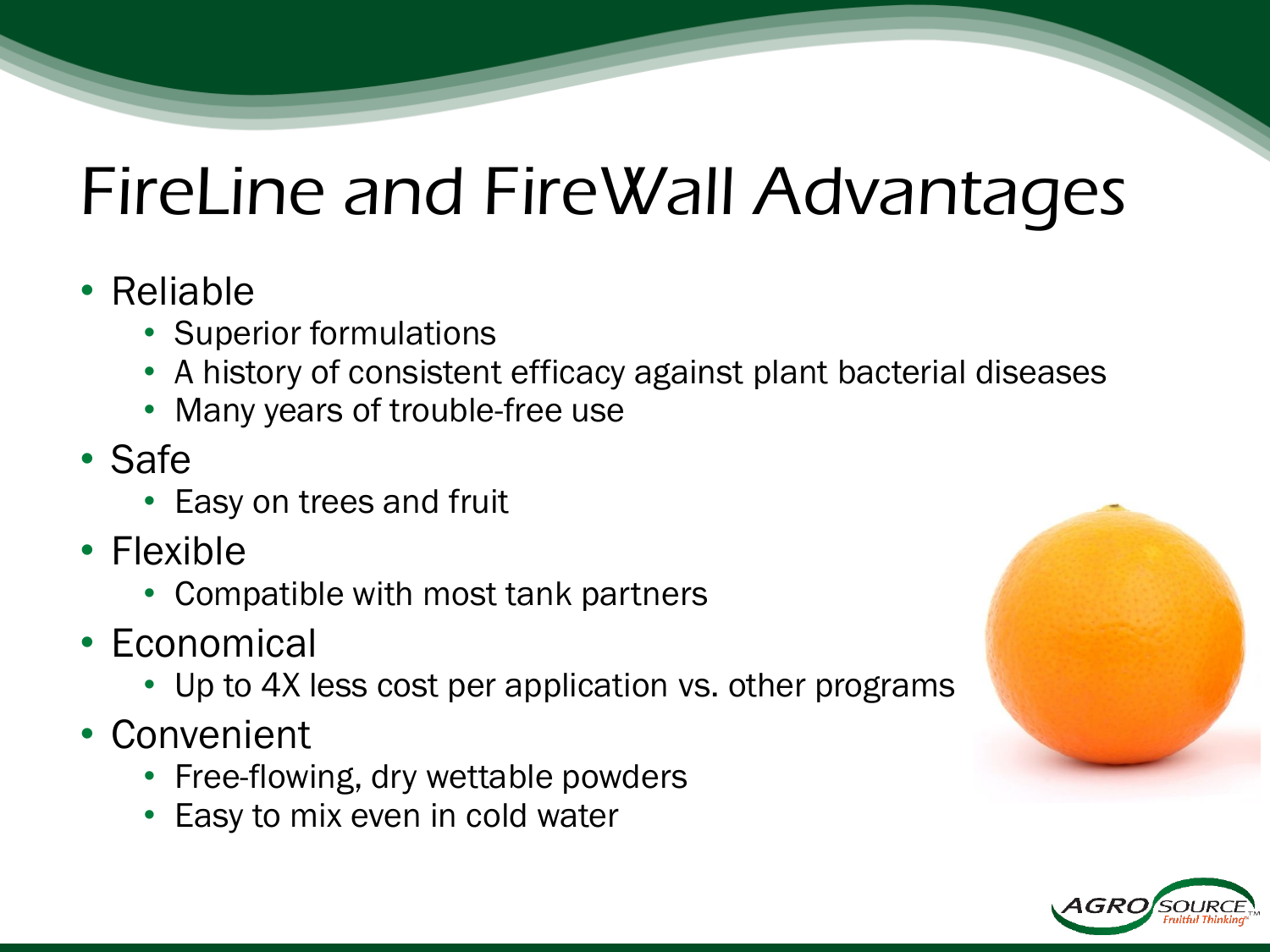# FireLine and FireWall Advantages

- Reliable
  - Superior formulations
  - A history of consistent efficacy against plant bacterial diseases
  - Many years of trouble-free use
- Safe
  - Easy on trees and fruit
- Flexible
  - Compatible with most tank partners
- Economical
  - Up to 4X less cost per application vs. other programs
- Convenient
  - Free-flowing, dry wettable powders
  - Easy to mix even in cold water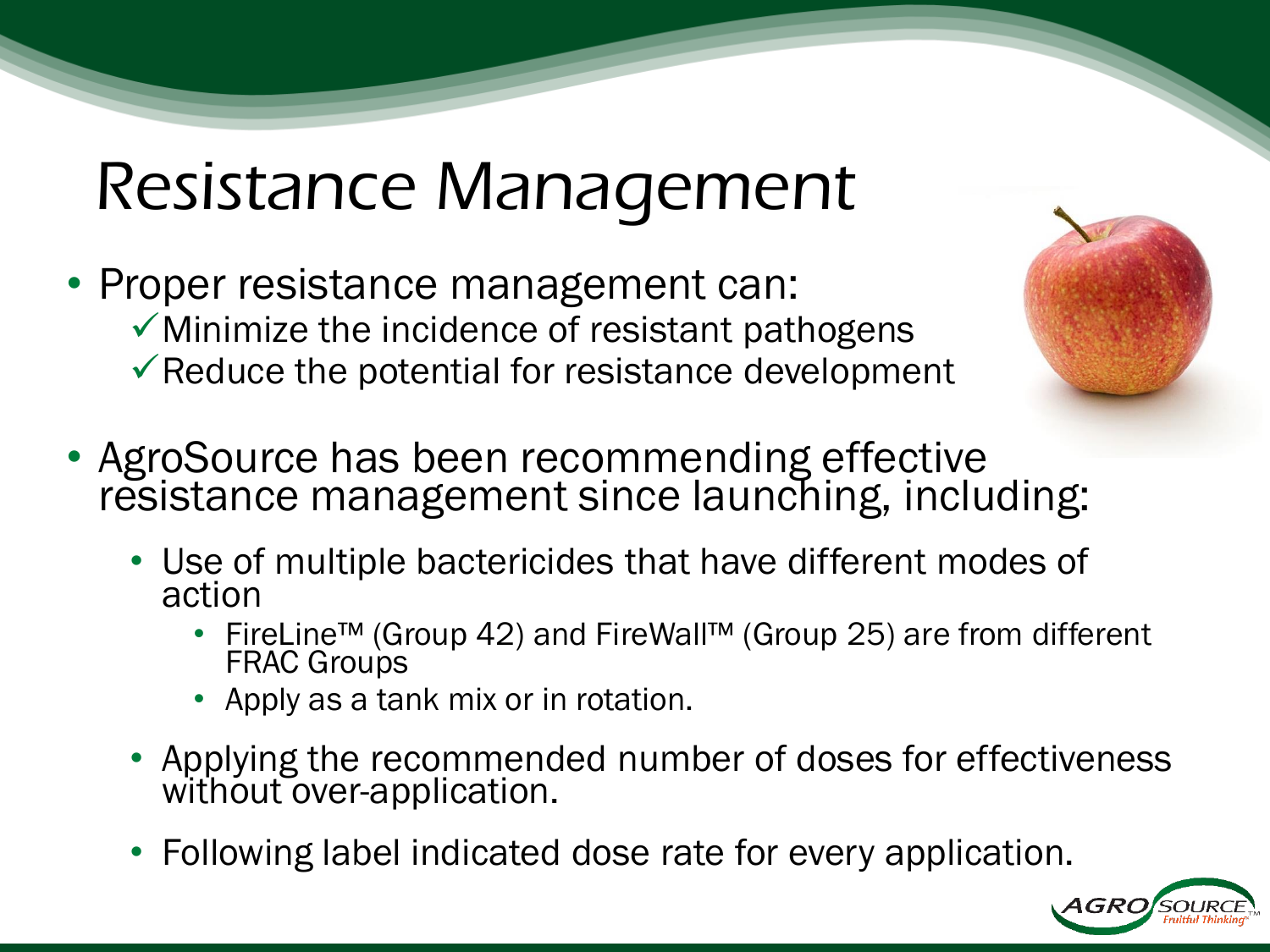# Resistance Management

- Proper resistance management can:
  - ✓ Minimize the incidence of resistant pathogens
  - ✓ Reduce the potential for resistance development
- AgroSource has been recommending effective resistance management since launching, including:
  - Use of multiple bactericides that have different modes of action
    - FireLine™ (Group 42) and FireWall™ (Group 25) are from different FRAC Groups
    - Apply as a tank mix or in rotation.
  - Applying the recommended number of doses for effectiveness without over-application.
  - Following label indicated dose rate for every application.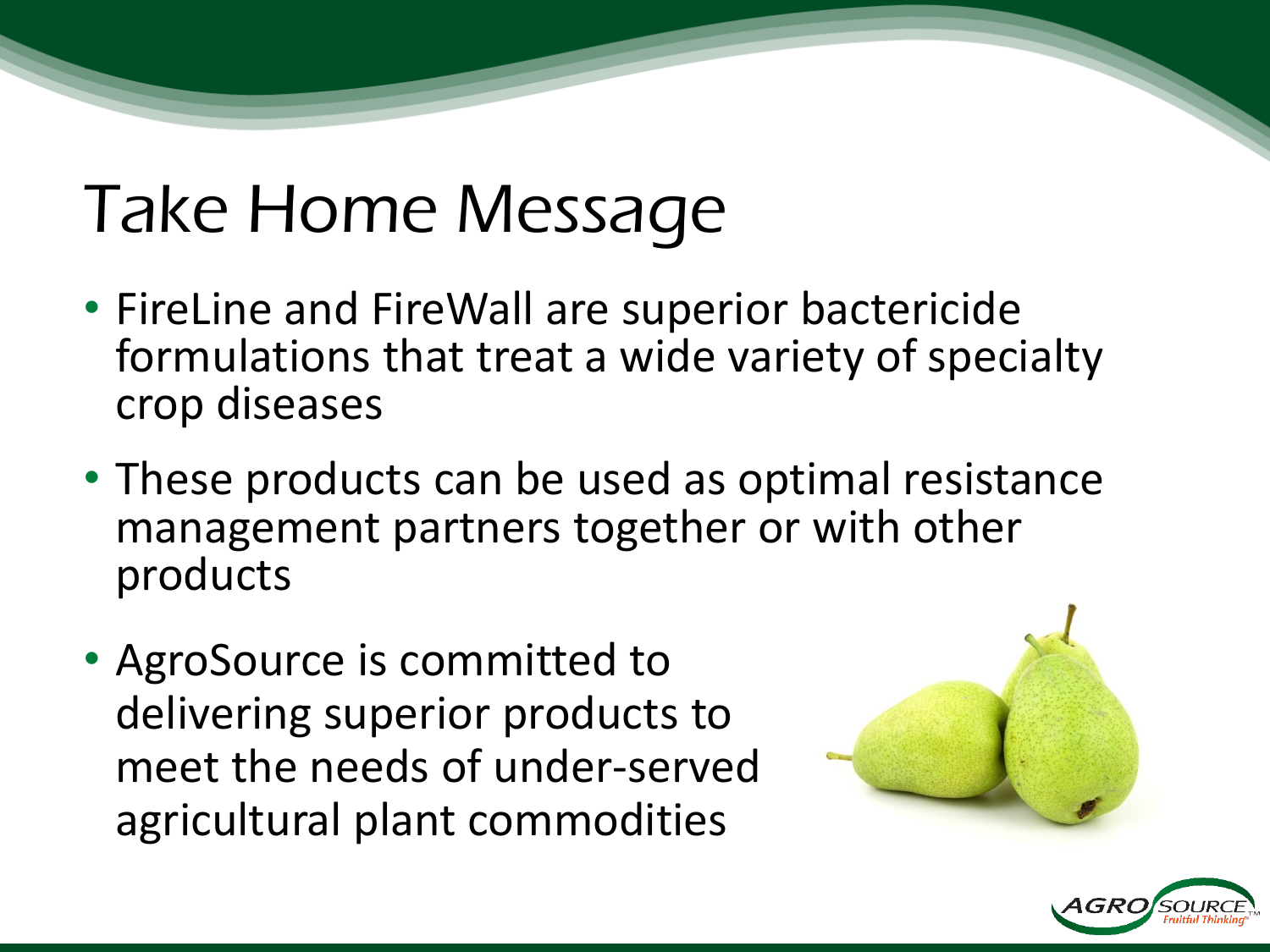# Take Home Message

- FireLine and FireWall are superior bactericide formulations that treat a wide variety of specialty crop diseases
- These products can be used as optimal resistance management partners together or with other products
- AgroSource is committed to delivering superior products to meet the needs of under-served agricultural plant commodities